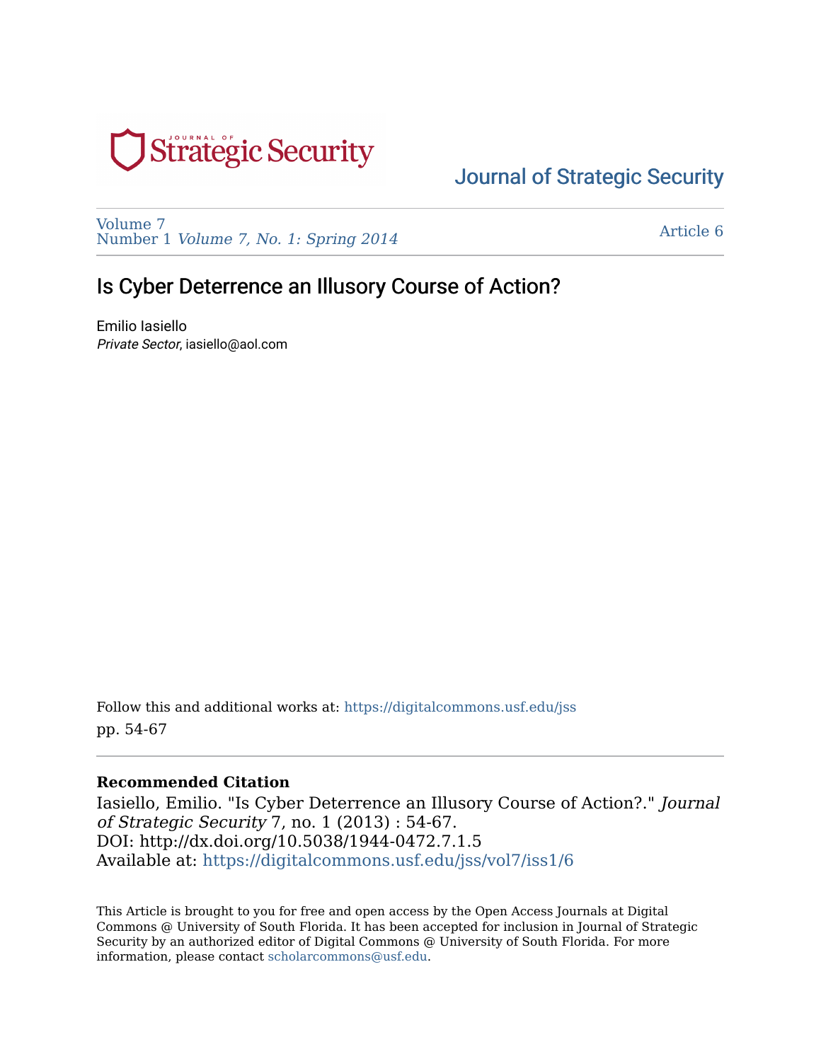# Journal of Strategic Security

Volume 7
Number 1 *Volume 7, No. 1: Spring 2014*

Article 6

## Is Cyber Deterrence an Illusory Course of Action?

Emilio Iasiello
*Private Sector*, iasiello@aol.com

Follow this and additional works at: https://digitalcommons.usf.edu/jss
pp. 54-67

**Recommended Citation**
Iasiello, Emilio. "Is Cyber Deterrence an Illusory Course of Action?." *Journal of Strategic Security* 7, no. 1 (2013) : 54-67.
DOI: http://dx.doi.org/10.5038/1944-0472.7.1.5
Available at: https://digitalcommons.usf.edu/jss/vol7/iss1/6

This Article is brought to you for free and open access by the Open Access Journals at Digital Commons @ University of South Florida. It has been accepted for inclusion in Journal of Strategic Security by an authorized editor of Digital Commons @ University of South Florida. For more information, please contact scholarcommons@usf.edu.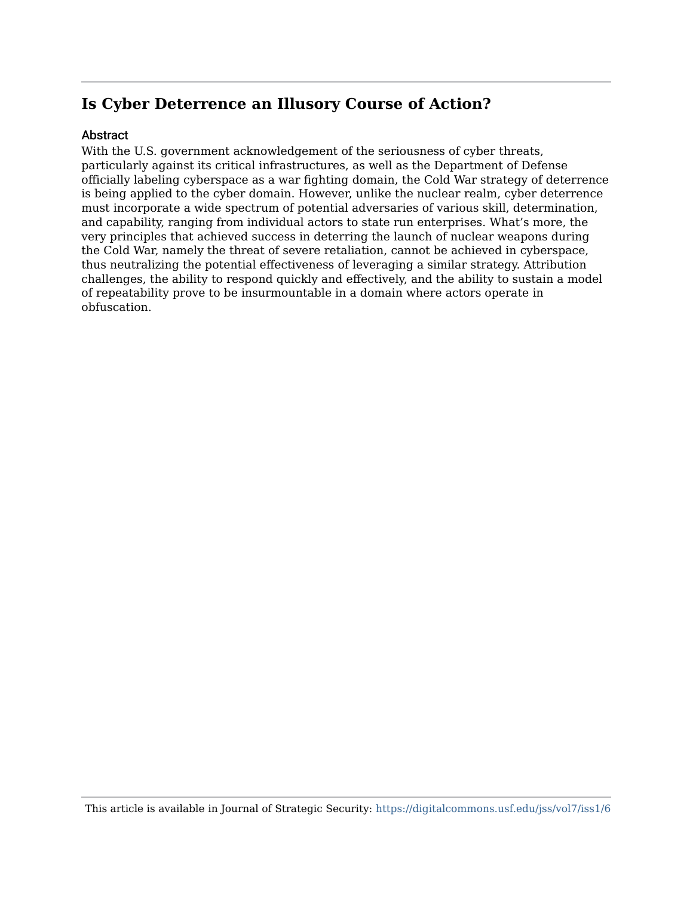# Is Cyber Deterrence an Illusory Course of Action?

## Abstract

With the U.S. government acknowledgement of the seriousness of cyber threats, particularly against its critical infrastructures, as well as the Department of Defense officially labeling cyberspace as a war fighting domain, the Cold War strategy of deterrence is being applied to the cyber domain. However, unlike the nuclear realm, cyber deterrence must incorporate a wide spectrum of potential adversaries of various skill, determination, and capability, ranging from individual actors to state run enterprises. What's more, the very principles that achieved success in deterring the launch of nuclear weapons during the Cold War, namely the threat of severe retaliation, cannot be achieved in cyberspace, thus neutralizing the potential effectiveness of leveraging a similar strategy. Attribution challenges, the ability to respond quickly and effectively, and the ability to sustain a model of repeatability prove to be insurmountable in a domain where actors operate in obfuscation.

This article is available in Journal of Strategic Security: https://digitalcommons.usf.edu/jss/vol7/iss1/6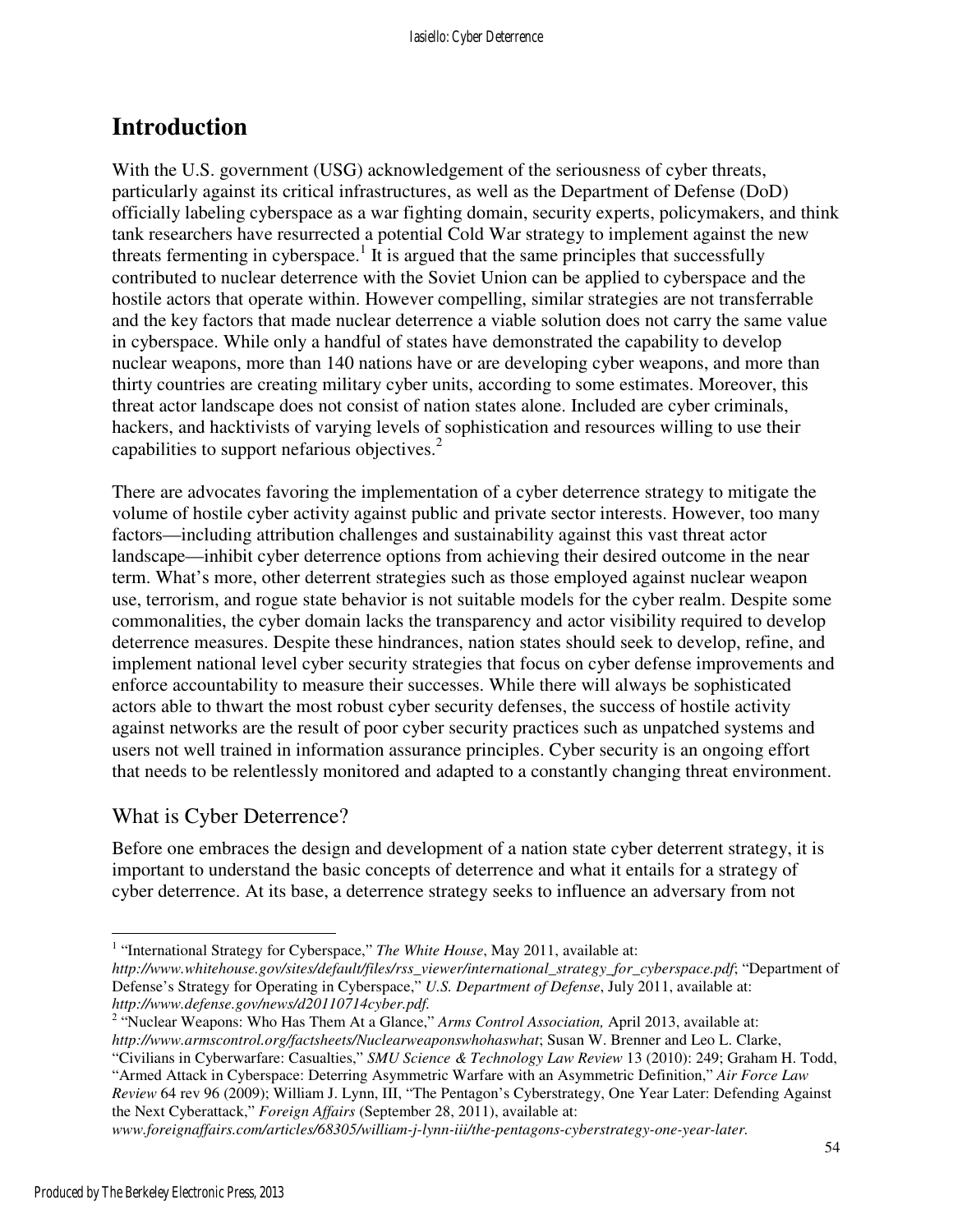# Introduction

With the U.S. government (USG) acknowledgement of the seriousness of cyber threats, particularly against its critical infrastructures, as well as the Department of Defense (DoD) officially labeling cyberspace as a war fighting domain, security experts, policymakers, and think tank researchers have resurrected a potential Cold War strategy to implement against the new threats fermenting in cyberspace.[1] It is argued that the same principles that successfully contributed to nuclear deterrence with the Soviet Union can be applied to cyberspace and the hostile actors that operate within. However compelling, similar strategies are not transferrable and the key factors that made nuclear deterrence a viable solution does not carry the same value in cyberspace. While only a handful of states have demonstrated the capability to develop nuclear weapons, more than 140 nations have or are developing cyber weapons, and more than thirty countries are creating military cyber units, according to some estimates. Moreover, this threat actor landscape does not consist of nation states alone. Included are cyber criminals, hackers, and hacktivists of varying levels of sophistication and resources willing to use their capabilities to support nefarious objectives.[2]

There are advocates favoring the implementation of a cyber deterrence strategy to mitigate the volume of hostile cyber activity against public and private sector interests. However, too many factors—including attribution challenges and sustainability against this vast threat actor landscape—inhibit cyber deterrence options from achieving their desired outcome in the near term. What's more, other deterrent strategies such as those employed against nuclear weapon use, terrorism, and rogue state behavior is not suitable models for the cyber realm. Despite some commonalities, the cyber domain lacks the transparency and actor visibility required to develop deterrence measures. Despite these hindrances, nation states should seek to develop, refine, and implement national level cyber security strategies that focus on cyber defense improvements and enforce accountability to measure their successes. While there will always be sophisticated actors able to thwart the most robust cyber security defenses, the success of hostile activity against networks are the result of poor cyber security practices such as unpatched systems and users not well trained in information assurance principles. Cyber security is an ongoing effort that needs to be relentlessly monitored and adapted to a constantly changing threat environment.

## What is Cyber Deterrence?

Before one embraces the design and development of a nation state cyber deterrent strategy, it is important to understand the basic concepts of deterrence and what it entails for a strategy of cyber deterrence. At its base, a deterrence strategy seeks to influence an adversary from not

---

[1] "International Strategy for Cyberspace," *The White House*, May 2011, available at: *http://www.whitehouse.gov/sites/default/files/rss_viewer/international_strategy_for_cyberspace.pdf*; "Department of Defense's Strategy for Operating in Cyberspace," *U.S. Department of Defense*, July 2011, available at: *http://www.defense.gov/news/d20110714cyber.pdf.*

[2] "Nuclear Weapons: Who Has Them At a Glance," *Arms Control Association,* April 2013, available at: *http://www.armscontrol.org/factsheets/Nuclearweaponswhohaswhat*; Susan W. Brenner and Leo L. Clarke, "Civilians in Cyberwarfare: Casualties," *SMU Science & Technology Law Review* 13 (2010): 249; Graham H. Todd, "Armed Attack in Cyberspace: Deterring Asymmetric Warfare with an Asymmetric Definition," *Air Force Law Review* 64 rev 96 (2009); William J. Lynn, III, "The Pentagon's Cyberstrategy, One Year Later: Defending Against the Next Cyberattack," *Foreign Affairs* (September 28, 2011), available at: *www.foreignaffairs.com/articles/68305/william-j-lynn-iii/the-pentagons-cyberstrategy-one-year-later.*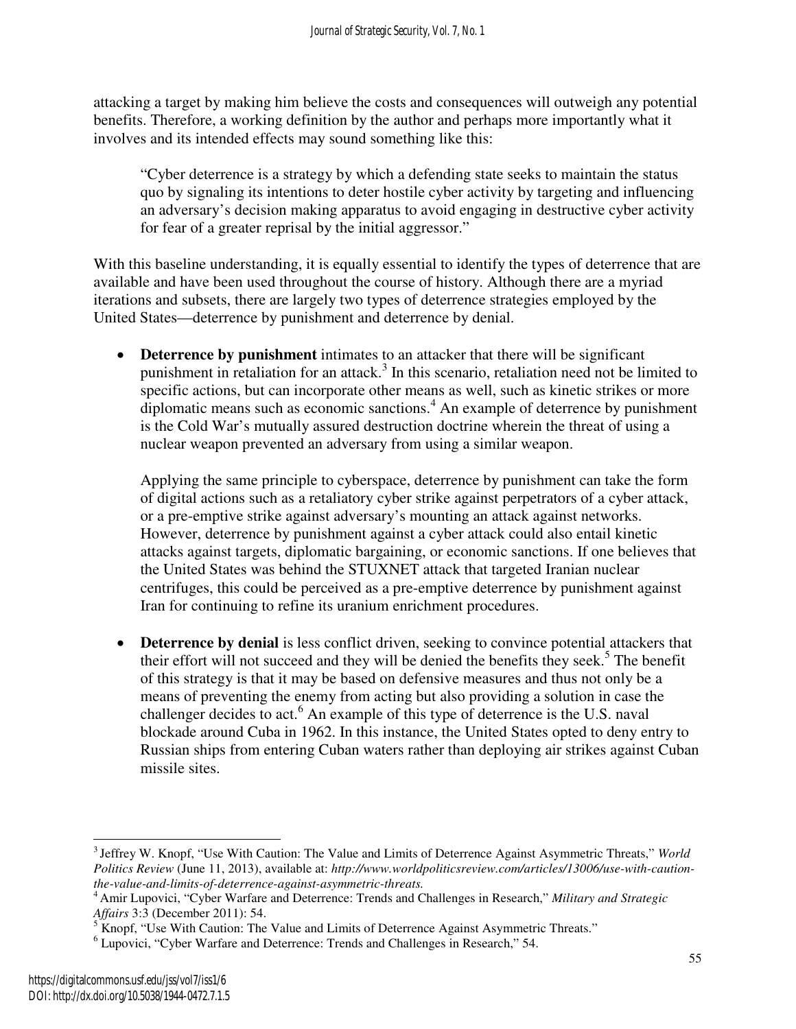attacking a target by making him believe the costs and consequences will outweigh any potential benefits. Therefore, a working definition by the author and perhaps more importantly what it involves and its intended effects may sound something like this:

> "Cyber deterrence is a strategy by which a defending state seeks to maintain the status quo by signaling its intentions to deter hostile cyber activity by targeting and influencing an adversary's decision making apparatus to avoid engaging in destructive cyber activity for fear of a greater reprisal by the initial aggressor."

With this baseline understanding, it is equally essential to identify the types of deterrence that are available and have been used throughout the course of history. Although there are a myriad iterations and subsets, there are largely two types of deterrence strategies employed by the United States—deterrence by punishment and deterrence by denial.

- **Deterrence by punishment** intimates to an attacker that there will be significant punishment in retaliation for an attack.[3] In this scenario, retaliation need not be limited to specific actions, but can incorporate other means as well, such as kinetic strikes or more diplomatic means such as economic sanctions.[4] An example of deterrence by punishment is the Cold War's mutually assured destruction doctrine wherein the threat of using a nuclear weapon prevented an adversary from using a similar weapon.

  Applying the same principle to cyberspace, deterrence by punishment can take the form of digital actions such as a retaliatory cyber strike against perpetrators of a cyber attack, or a pre-emptive strike against adversary's mounting an attack against networks. However, deterrence by punishment against a cyber attack could also entail kinetic attacks against targets, diplomatic bargaining, or economic sanctions. If one believes that the United States was behind the STUXNET attack that targeted Iranian nuclear centrifuges, this could be perceived as a pre-emptive deterrence by punishment against Iran for continuing to refine its uranium enrichment procedures.

- **Deterrence by denial** is less conflict driven, seeking to convince potential attackers that their effort will not succeed and they will be denied the benefits they seek.[5] The benefit of this strategy is that it may be based on defensive measures and thus not only be a means of preventing the enemy from acting but also providing a solution in case the challenger decides to act.[6] An example of this type of deterrence is the U.S. naval blockade around Cuba in 1962. In this instance, the United States opted to deny entry to Russian ships from entering Cuban waters rather than deploying air strikes against Cuban missile sites.

---

[3] Jeffrey W. Knopf, "Use With Caution: The Value and Limits of Deterrence Against Asymmetric Threats," *World Politics Review* (June 11, 2013), available at: *http://www.worldpoliticsreview.com/articles/13006/use-with-caution-the-value-and-limits-of-deterrence-against-asymmetric-threats.*

[4] Amir Lupovici, "Cyber Warfare and Deterrence: Trends and Challenges in Research," *Military and Strategic Affairs* 3:3 (December 2011): 54.

[5] Knopf, "Use With Caution: The Value and Limits of Deterrence Against Asymmetric Threats."

[6] Lupovici, "Cyber Warfare and Deterrence: Trends and Challenges in Research," 54.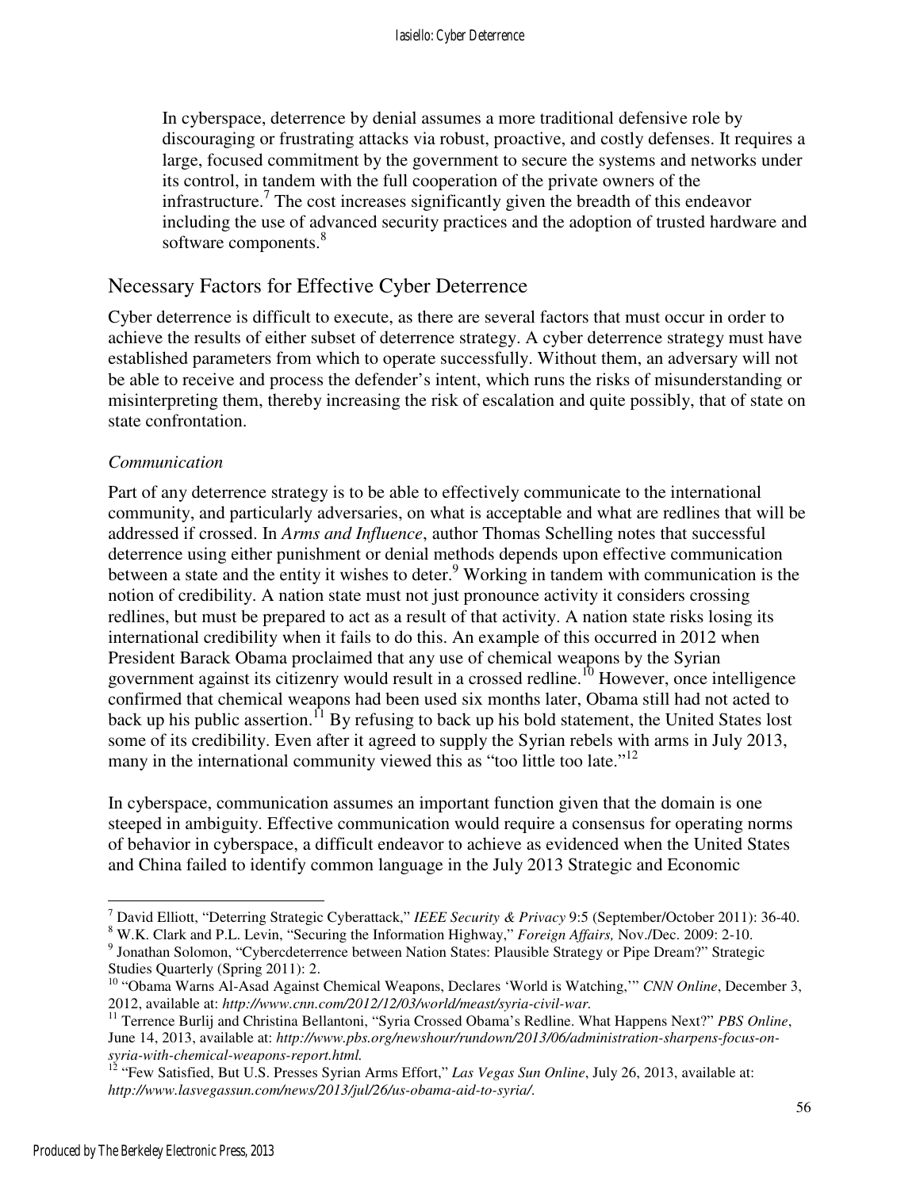In cyberspace, deterrence by denial assumes a more traditional defensive role by discouraging or frustrating attacks via robust, proactive, and costly defenses. It requires a large, focused commitment by the government to secure the systems and networks under its control, in tandem with the full cooperation of the private owners of the infrastructure.[7] The cost increases significantly given the breadth of this endeavor including the use of advanced security practices and the adoption of trusted hardware and software components.[8]

## Necessary Factors for Effective Cyber Deterrence

Cyber deterrence is difficult to execute, as there are several factors that must occur in order to achieve the results of either subset of deterrence strategy. A cyber deterrence strategy must have established parameters from which to operate successfully. Without them, an adversary will not be able to receive and process the defender's intent, which runs the risks of misunderstanding or misinterpreting them, thereby increasing the risk of escalation and quite possibly, that of state on state confrontation.

### *Communication*

Part of any deterrence strategy is to be able to effectively communicate to the international community, and particularly adversaries, on what is acceptable and what are redlines that will be addressed if crossed. In *Arms and Influence*, author Thomas Schelling notes that successful deterrence using either punishment or denial methods depends upon effective communication between a state and the entity it wishes to deter.[9] Working in tandem with communication is the notion of credibility. A nation state must not just pronounce activity it considers crossing redlines, but must be prepared to act as a result of that activity. A nation state risks losing its international credibility when it fails to do this. An example of this occurred in 2012 when President Barack Obama proclaimed that any use of chemical weapons by the Syrian government against its citizenry would result in a crossed redline.[10] However, once intelligence confirmed that chemical weapons had been used six months later, Obama still had not acted to back up his public assertion.[11] By refusing to back up his bold statement, the United States lost some of its credibility. Even after it agreed to supply the Syrian rebels with arms in July 2013, many in the international community viewed this as "too little too late."[12]

In cyberspace, communication assumes an important function given that the domain is one steeped in ambiguity. Effective communication would require a consensus for operating norms of behavior in cyberspace, a difficult endeavor to achieve as evidenced when the United States and China failed to identify common language in the July 2013 Strategic and Economic

---

[7] David Elliott, "Deterring Strategic Cyberattack," *IEEE Security & Privacy* 9:5 (September/October 2011): 36-40.

[8] W.K. Clark and P.L. Levin, "Securing the Information Highway," *Foreign Affairs,* Nov./Dec. 2009: 2-10.

[9] Jonathan Solomon, "Cybercdeterrence between Nation States: Plausible Strategy or Pipe Dream?" Strategic Studies Quarterly (Spring 2011): 2.

[10] "Obama Warns Al-Asad Against Chemical Weapons, Declares 'World is Watching,'" *CNN Online*, December 3, 2012, available at: *http://www.cnn.com/2012/12/03/world/meast/syria-civil-war.*

[11] Terrence Burlij and Christina Bellantoni, "Syria Crossed Obama's Redline. What Happens Next?" *PBS Online*, June 14, 2013, available at: *http://www.pbs.org/newshour/rundown/2013/06/administration-sharpens-focus-on-syria-with-chemical-weapons-report.html.*

[12] "Few Satisfied, But U.S. Presses Syrian Arms Effort," *Las Vegas Sun Online*, July 26, 2013, available at: *http://www.lasvegassun.com/news/2013/jul/26/us-obama-aid-to-syria/.*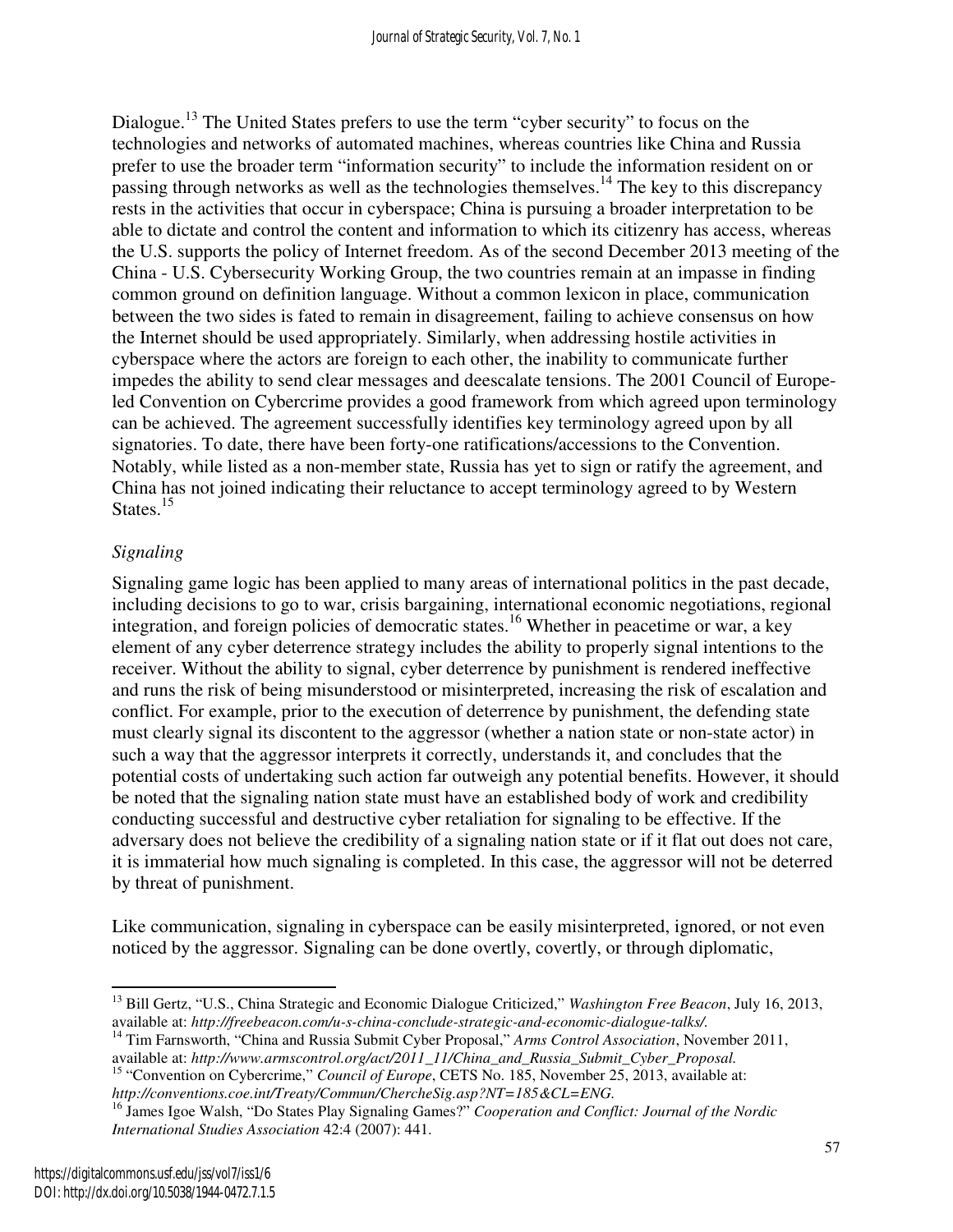Dialogue.[13] The United States prefers to use the term "cyber security" to focus on the technologies and networks of automated machines, whereas countries like China and Russia prefer to use the broader term "information security" to include the information resident on or passing through networks as well as the technologies themselves.[14] The key to this discrepancy rests in the activities that occur in cyberspace; China is pursuing a broader interpretation to be able to dictate and control the content and information to which its citizenry has access, whereas the U.S. supports the policy of Internet freedom. As of the second December 2013 meeting of the China - U.S. Cybersecurity Working Group, the two countries remain at an impasse in finding common ground on definition language. Without a common lexicon in place, communication between the two sides is fated to remain in disagreement, failing to achieve consensus on how the Internet should be used appropriately. Similarly, when addressing hostile activities in cyberspace where the actors are foreign to each other, the inability to communicate further impedes the ability to send clear messages and deescalate tensions. The 2001 Council of Europe-led Convention on Cybercrime provides a good framework from which agreed upon terminology can be achieved. The agreement successfully identifies key terminology agreed upon by all signatories. To date, there have been forty-one ratifications/accessions to the Convention. Notably, while listed as a non-member state, Russia has yet to sign or ratify the agreement, and China has not joined indicating their reluctance to accept terminology agreed to by Western States.[15]

*Signaling*

Signaling game logic has been applied to many areas of international politics in the past decade, including decisions to go to war, crisis bargaining, international economic negotiations, regional integration, and foreign policies of democratic states.[16] Whether in peacetime or war, a key element of any cyber deterrence strategy includes the ability to properly signal intentions to the receiver. Without the ability to signal, cyber deterrence by punishment is rendered ineffective and runs the risk of being misunderstood or misinterpreted, increasing the risk of escalation and conflict. For example, prior to the execution of deterrence by punishment, the defending state must clearly signal its discontent to the aggressor (whether a nation state or non-state actor) in such a way that the aggressor interprets it correctly, understands it, and concludes that the potential costs of undertaking such action far outweigh any potential benefits. However, it should be noted that the signaling nation state must have an established body of work and credibility conducting successful and destructive cyber retaliation for signaling to be effective. If the adversary does not believe the credibility of a signaling nation state or if it flat out does not care, it is immaterial how much signaling is completed. In this case, the aggressor will not be deterred by threat of punishment.

Like communication, signaling in cyberspace can be easily misinterpreted, ignored, or not even noticed by the aggressor. Signaling can be done overtly, covertly, or through diplomatic,

---

[13] Bill Gertz, "U.S., China Strategic and Economic Dialogue Criticized," *Washington Free Beacon*, July 16, 2013, available at: *http://freebeacon.com/u-s-china-conclude-strategic-and-economic-dialogue-talks/.*

[14] Tim Farnsworth, "China and Russia Submit Cyber Proposal," *Arms Control Association*, November 2011, available at: *http://www.armscontrol.org/act/2011_11/China_and_Russia_Submit_Cyber_Proposal.*

[15] "Convention on Cybercrime," *Council of Europe*, CETS No. 185, November 25, 2013, available at: *http://conventions.coe.int/Treaty/Commun/ChercheSig.asp?NT=185&CL=ENG.*

[16] James Igoe Walsh, "Do States Play Signaling Games?" *Cooperation and Conflict: Journal of the Nordic International Studies Association* 42:4 (2007): 441.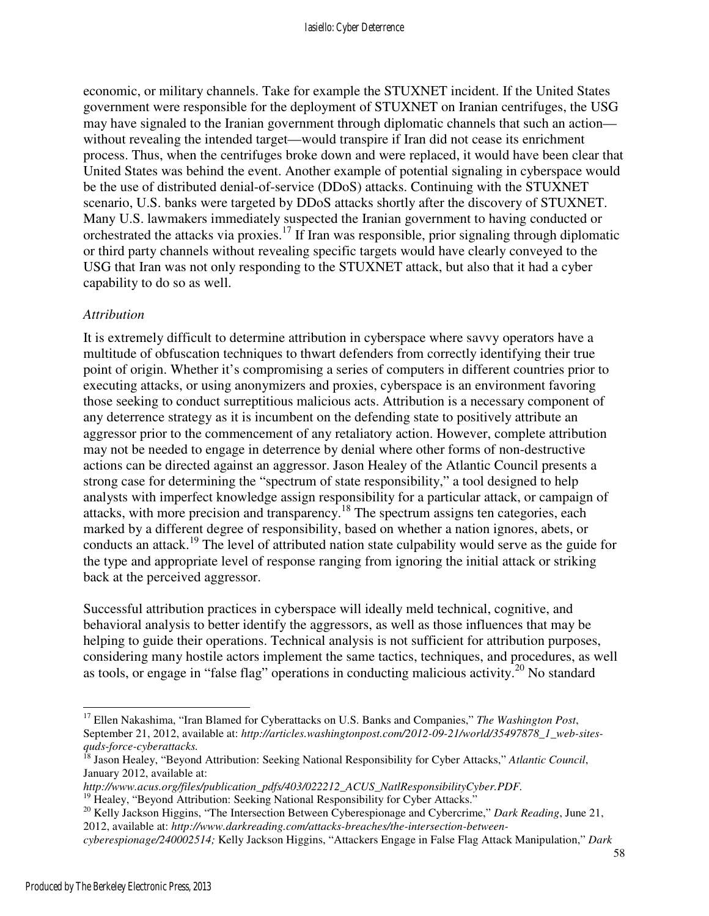economic, or military channels. Take for example the STUXNET incident. If the United States government were responsible for the deployment of STUXNET on Iranian centrifuges, the USG may have signaled to the Iranian government through diplomatic channels that such an action—without revealing the intended target—would transpire if Iran did not cease its enrichment process. Thus, when the centrifuges broke down and were replaced, it would have been clear that United States was behind the event. Another example of potential signaling in cyberspace would be the use of distributed denial-of-service (DDoS) attacks. Continuing with the STUXNET scenario, U.S. banks were targeted by DDoS attacks shortly after the discovery of STUXNET. Many U.S. lawmakers immediately suspected the Iranian government to having conducted or orchestrated the attacks via proxies.[17] If Iran was responsible, prior signaling through diplomatic or third party channels without revealing specific targets would have clearly conveyed to the USG that Iran was not only responding to the STUXNET attack, but also that it had a cyber capability to do so as well.

*Attribution*

It is extremely difficult to determine attribution in cyberspace where savvy operators have a multitude of obfuscation techniques to thwart defenders from correctly identifying their true point of origin. Whether it's compromising a series of computers in different countries prior to executing attacks, or using anonymizers and proxies, cyberspace is an environment favoring those seeking to conduct surreptitious malicious acts. Attribution is a necessary component of any deterrence strategy as it is incumbent on the defending state to positively attribute an aggressor prior to the commencement of any retaliatory action. However, complete attribution may not be needed to engage in deterrence by denial where other forms of non-destructive actions can be directed against an aggressor. Jason Healey of the Atlantic Council presents a strong case for determining the "spectrum of state responsibility," a tool designed to help analysts with imperfect knowledge assign responsibility for a particular attack, or campaign of attacks, with more precision and transparency.[18] The spectrum assigns ten categories, each marked by a different degree of responsibility, based on whether a nation ignores, abets, or conducts an attack.[19] The level of attributed nation state culpability would serve as the guide for the type and appropriate level of response ranging from ignoring the initial attack or striking back at the perceived aggressor.

Successful attribution practices in cyberspace will ideally meld technical, cognitive, and behavioral analysis to better identify the aggressors, as well as those influences that may be helping to guide their operations. Technical analysis is not sufficient for attribution purposes, considering many hostile actors implement the same tactics, techniques, and procedures, as well as tools, or engage in "false flag" operations in conducting malicious activity.[20] No standard

---

[17] Ellen Nakashima, "Iran Blamed for Cyberattacks on U.S. Banks and Companies," *The Washington Post*, September 21, 2012, available at: *http://articles.washingtonpost.com/2012-09-21/world/35497878_1_web-sites-quds-force-cyberattacks.*

[18] Jason Healey, "Beyond Attribution: Seeking National Responsibility for Cyber Attacks," *Atlantic Council*, January 2012, available at: *http://www.acus.org/files/publication_pdfs/403/022212_ACUS_NatlResponsibilityCyber.PDF.*

[19] Healey, "Beyond Attribution: Seeking National Responsibility for Cyber Attacks."

[20] Kelly Jackson Higgins, "The Intersection Between Cyberespionage and Cybercrime," *Dark Reading*, June 21, 2012, available at: *http://www.darkreading.com/attacks-breaches/the-intersection-between-cyberespionage/240002514;* Kelly Jackson Higgins, "Attackers Engage in False Flag Attack Manipulation," *Dark*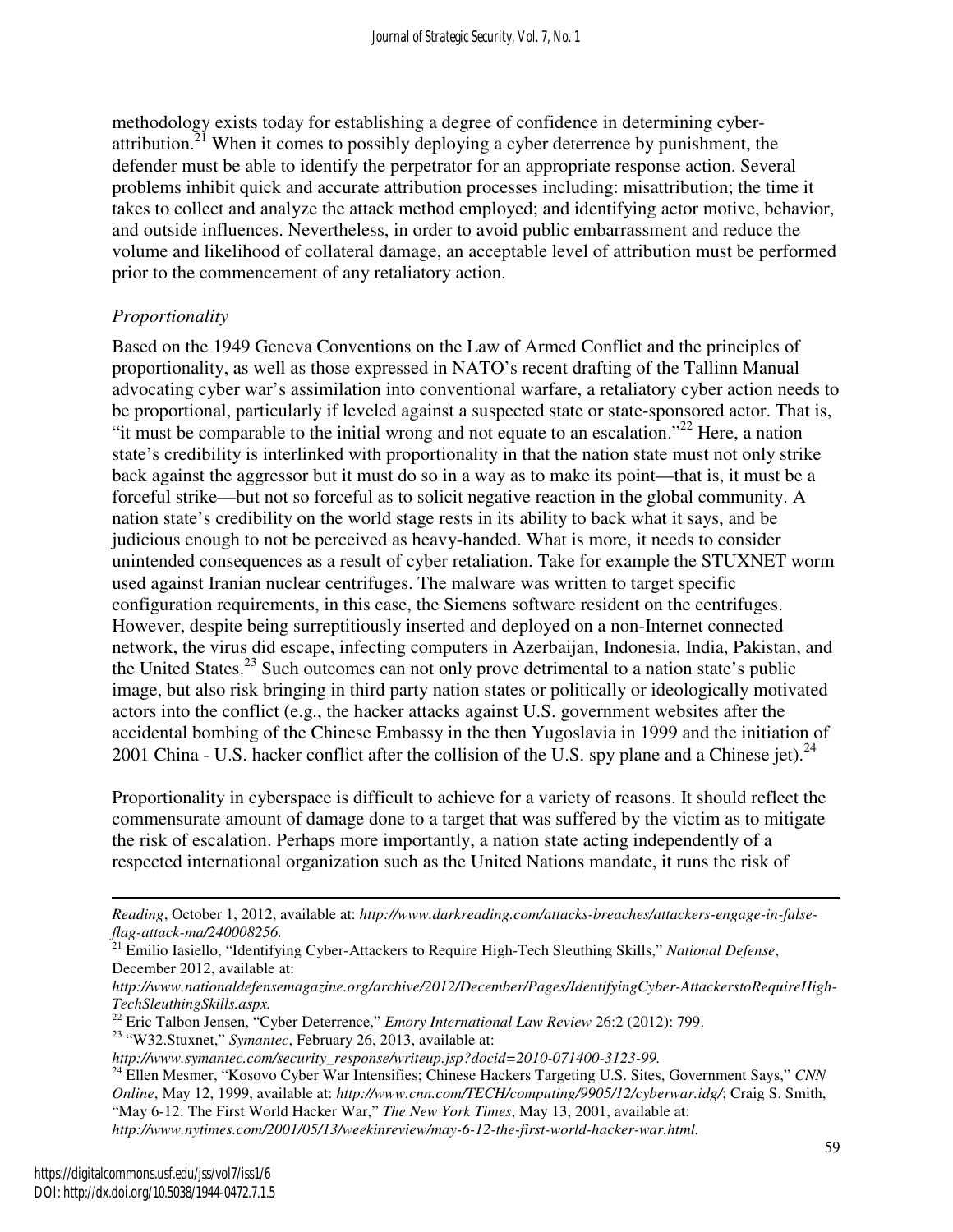methodology exists today for establishing a degree of confidence in determining cyber-attribution.[21] When it comes to possibly deploying a cyber deterrence by punishment, the defender must be able to identify the perpetrator for an appropriate response action. Several problems inhibit quick and accurate attribution processes including: misattribution; the time it takes to collect and analyze the attack method employed; and identifying actor motive, behavior, and outside influences. Nevertheless, in order to avoid public embarrassment and reduce the volume and likelihood of collateral damage, an acceptable level of attribution must be performed prior to the commencement of any retaliatory action.

### *Proportionality*

Based on the 1949 Geneva Conventions on the Law of Armed Conflict and the principles of proportionality, as well as those expressed in NATO's recent drafting of the Tallinn Manual advocating cyber war's assimilation into conventional warfare, a retaliatory cyber action needs to be proportional, particularly if leveled against a suspected state or state-sponsored actor. That is, "it must be comparable to the initial wrong and not equate to an escalation."[22] Here, a nation state's credibility is interlinked with proportionality in that the nation state must not only strike back against the aggressor but it must do so in a way as to make its point—that is, it must be a forceful strike—but not so forceful as to solicit negative reaction in the global community. A nation state's credibility on the world stage rests in its ability to back what it says, and be judicious enough to not be perceived as heavy-handed. What is more, it needs to consider unintended consequences as a result of cyber retaliation. Take for example the STUXNET worm used against Iranian nuclear centrifuges. The malware was written to target specific configuration requirements, in this case, the Siemens software resident on the centrifuges. However, despite being surreptitiously inserted and deployed on a non-Internet connected network, the virus did escape, infecting computers in Azerbaijan, Indonesia, India, Pakistan, and the United States.[23] Such outcomes can not only prove detrimental to a nation state's public image, but also risk bringing in third party nation states or politically or ideologically motivated actors into the conflict (e.g., the hacker attacks against U.S. government websites after the accidental bombing of the Chinese Embassy in the then Yugoslavia in 1999 and the initiation of 2001 China - U.S. hacker conflict after the collision of the U.S. spy plane and a Chinese jet).[24]

Proportionality in cyberspace is difficult to achieve for a variety of reasons. It should reflect the commensurate amount of damage done to a target that was suffered by the victim as to mitigate the risk of escalation. Perhaps more importantly, a nation state acting independently of a respected international organization such as the United Nations mandate, it runs the risk of

---

*Reading*, October 1, 2012, available at: *http://www.darkreading.com/attacks-breaches/attackers-engage-in-false-flag-attack-ma/240008256.*

[21] Emilio Iasiello, "Identifying Cyber-Attackers to Require High-Tech Sleuthing Skills," *National Defense*, December 2012, available at: *http://www.nationaldefensemagazine.org/archive/2012/December/Pages/IdentifyingCyber-AttackerstoRequireHigh-TechSleuthingSkills.aspx.*

[22] Eric Talbon Jensen, "Cyber Deterrence," *Emory International Law Review* 26:2 (2012): 799.

[23] "W32.Stuxnet," *Symantec*, February 26, 2013, available at: *http://www.symantec.com/security_response/writeup.jsp?docid=2010-071400-3123-99.*

[24] Ellen Mesmer, "Kosovo Cyber War Intensifies; Chinese Hackers Targeting U.S. Sites, Government Says," *CNN Online*, May 12, 1999, available at: *http://www.cnn.com/TECH/computing/9905/12/cyberwar.idg/*; Craig S. Smith, "May 6-12: The First World Hacker War," *The New York Times*, May 13, 2001, available at: *http://www.nytimes.com/2001/05/13/weekinreview/may-6-12-the-first-world-hacker-war.html.*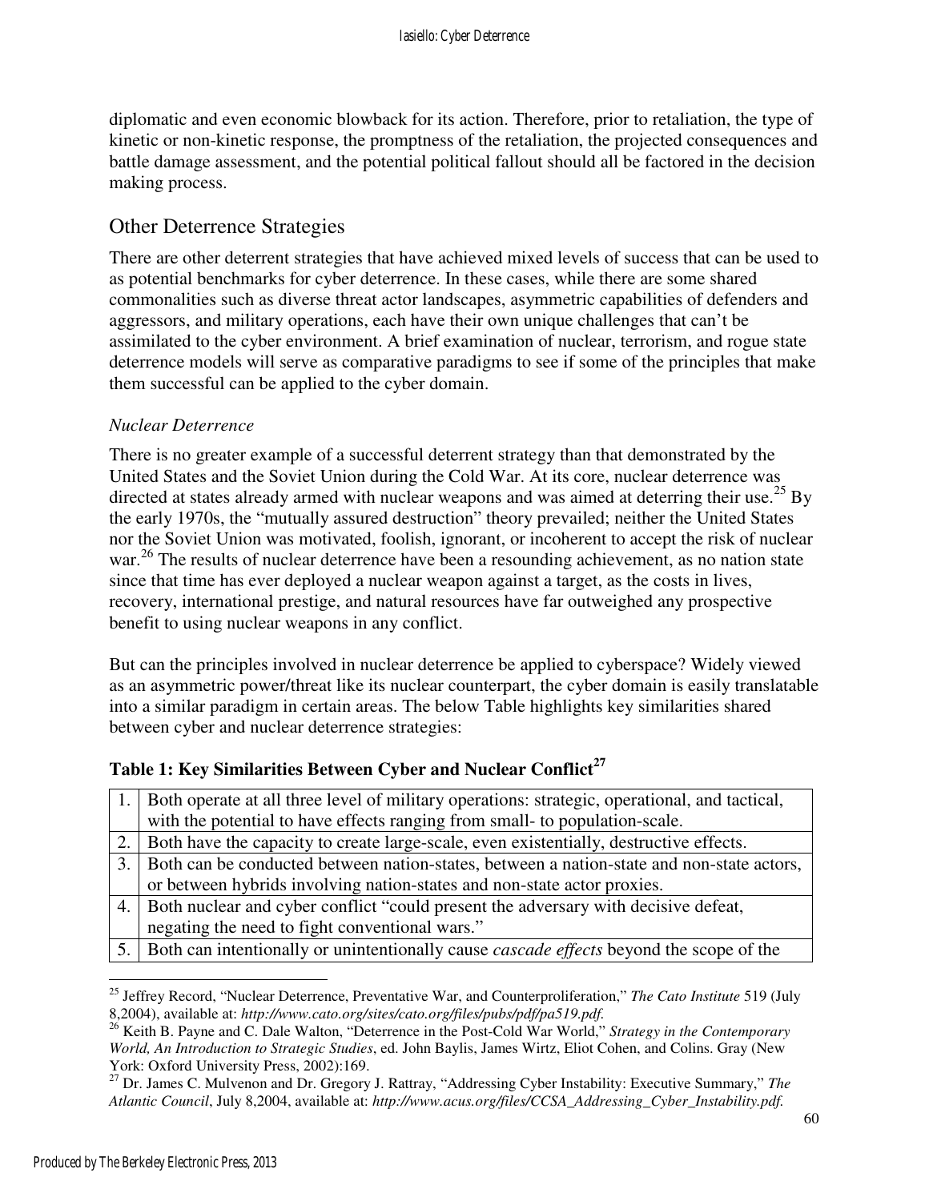diplomatic and even economic blowback for its action. Therefore, prior to retaliation, the type of kinetic or non-kinetic response, the promptness of the retaliation, the projected consequences and battle damage assessment, and the potential political fallout should all be factored in the decision making process.

## Other Deterrence Strategies

There are other deterrent strategies that have achieved mixed levels of success that can be used to as potential benchmarks for cyber deterrence. In these cases, while there are some shared commonalities such as diverse threat actor landscapes, asymmetric capabilities of defenders and aggressors, and military operations, each have their own unique challenges that can't be assimilated to the cyber environment. A brief examination of nuclear, terrorism, and rogue state deterrence models will serve as comparative paradigms to see if some of the principles that make them successful can be applied to the cyber domain.

### *Nuclear Deterrence*

There is no greater example of a successful deterrent strategy than that demonstrated by the United States and the Soviet Union during the Cold War. At its core, nuclear deterrence was directed at states already armed with nuclear weapons and was aimed at deterring their use.[25] By the early 1970s, the "mutually assured destruction" theory prevailed; neither the United States nor the Soviet Union was motivated, foolish, ignorant, or incoherent to accept the risk of nuclear war.[26] The results of nuclear deterrence have been a resounding achievement, as no nation state since that time has ever deployed a nuclear weapon against a target, as the costs in lives, recovery, international prestige, and natural resources have far outweighed any prospective benefit to using nuclear weapons in any conflict.

But can the principles involved in nuclear deterrence be applied to cyberspace? Widely viewed as an asymmetric power/threat like its nuclear counterpart, the cyber domain is easily translatable into a similar paradigm in certain areas. The below Table highlights key similarities shared between cyber and nuclear deterrence strategies:

**Table 1: Key Similarities Between Cyber and Nuclear Conflict[27]**

| | |
|---|---|
| 1. | Both operate at all three level of military operations: strategic, operational, and tactical, with the potential to have effects ranging from small- to population-scale. |
| 2. | Both have the capacity to create large-scale, even existentially, destructive effects. |
| 3. | Both can be conducted between nation-states, between a nation-state and non-state actors, or between hybrids involving nation-states and non-state actor proxies. |
| 4. | Both nuclear and cyber conflict "could present the adversary with decisive defeat, negating the need to fight conventional wars." |
| 5. | Both can intentionally or unintentionally cause *cascade effects* beyond the scope of the |

[25] Jeffrey Record, "Nuclear Deterrence, Preventative War, and Counterproliferation," *The Cato Institute* 519 (July 8,2004), available at: *http://www.cato.org/sites/cato.org/files/pubs/pdf/pa519.pdf.*

[26] Keith B. Payne and C. Dale Walton, "Deterrence in the Post-Cold War World," *Strategy in the Contemporary World, An Introduction to Strategic Studies*, ed. John Baylis, James Wirtz, Eliot Cohen, and Colins. Gray (New York: Oxford University Press, 2002):169.

[27] Dr. James C. Mulvenon and Dr. Gregory J. Rattray, "Addressing Cyber Instability: Executive Summary," *The Atlantic Council*, July 8,2004, available at: *http://www.acus.org/files/CCSA_Addressing_Cyber_Instability.pdf.*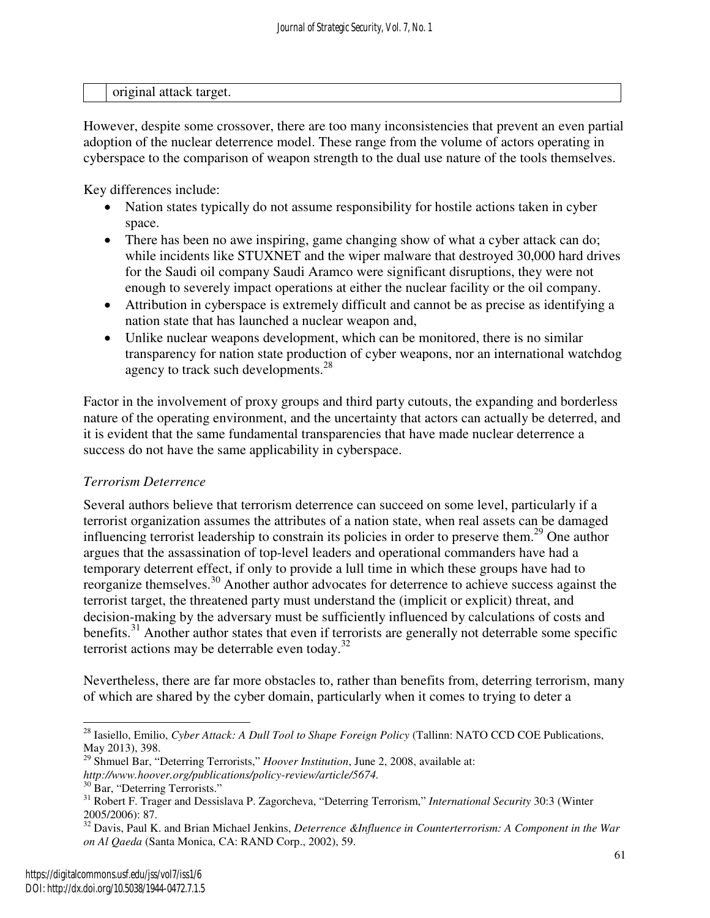| | original attack target. |
|---|---|

However, despite some crossover, there are too many inconsistencies that prevent an even partial adoption of the nuclear deterrence model. These range from the volume of actors operating in cyberspace to the comparison of weapon strength to the dual use nature of the tools themselves.

Key differences include:

- Nation states typically do not assume responsibility for hostile actions taken in cyber space.
- There has been no awe inspiring, game changing show of what a cyber attack can do; while incidents like STUXNET and the wiper malware that destroyed 30,000 hard drives for the Saudi oil company Saudi Aramco were significant disruptions, they were not enough to severely impact operations at either the nuclear facility or the oil company.
- Attribution in cyberspace is extremely difficult and cannot be as precise as identifying a nation state that has launched a nuclear weapon and,
- Unlike nuclear weapons development, which can be monitored, there is no similar transparency for nation state production of cyber weapons, nor an international watchdog agency to track such developments.[28]

Factor in the involvement of proxy groups and third party cutouts, the expanding and borderless nature of the operating environment, and the uncertainty that actors can actually be deterred, and it is evident that the same fundamental transparencies that have made nuclear deterrence a success do not have the same applicability in cyberspace.

*Terrorism Deterrence*

Several authors believe that terrorism deterrence can succeed on some level, particularly if a terrorist organization assumes the attributes of a nation state, when real assets can be damaged influencing terrorist leadership to constrain its policies in order to preserve them.[29] One author argues that the assassination of top-level leaders and operational commanders have had a temporary deterrent effect, if only to provide a lull time in which these groups have had to reorganize themselves.[30] Another author advocates for deterrence to achieve success against the terrorist target, the threatened party must understand the (implicit or explicit) threat, and decision-making by the adversary must be sufficiently influenced by calculations of costs and benefits.[31] Another author states that even if terrorists are generally not deterrable some specific terrorist actions may be deterrable even today.[32]

Nevertheless, there are far more obstacles to, rather than benefits from, deterring terrorism, many of which are shared by the cyber domain, particularly when it comes to trying to deter a

---

[28] Iasiello, Emilio, *Cyber Attack: A Dull Tool to Shape Foreign Policy* (Tallinn: NATO CCD COE Publications, May 2013), 398.

[29] Shmuel Bar, "Deterring Terrorists," *Hoover Institution*, June 2, 2008, available at: *http://www.hoover.org/publications/policy-review/article/5674.*

[30] Bar, "Deterring Terrorists."

[31] Robert F. Trager and Dessislava P. Zagorcheva, "Deterring Terrorism," *International Security* 30:3 (Winter 2005/2006): 87.

[32] Davis, Paul K. and Brian Michael Jenkins, *Deterrence &Influence in Counterterrorism: A Component in the War on Al Qaeda* (Santa Monica, CA: RAND Corp., 2002), 59.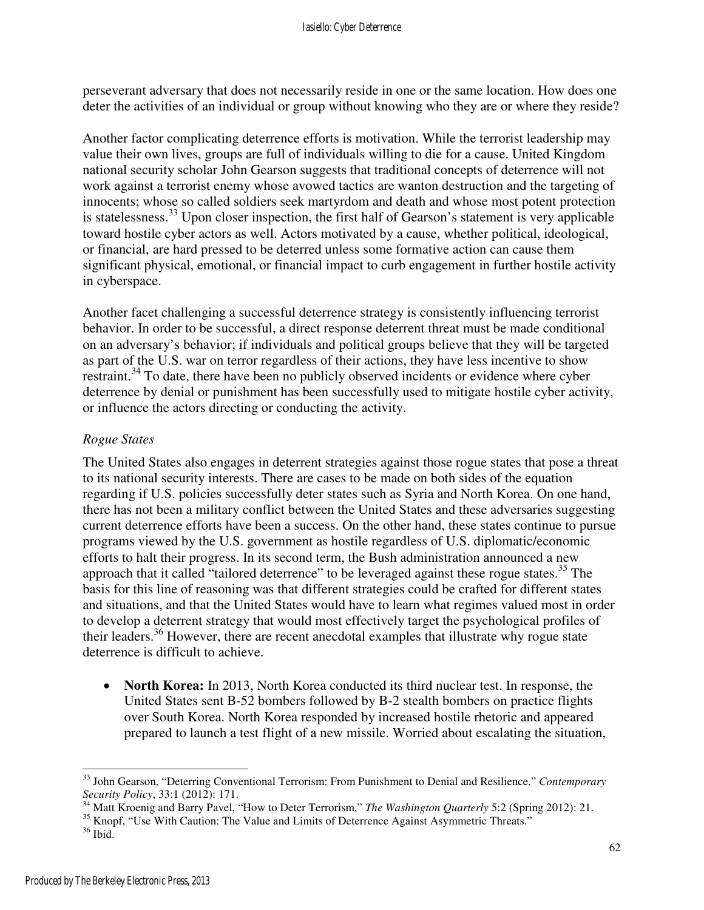perseverant adversary that does not necessarily reside in one or the same location. How does one deter the activities of an individual or group without knowing who they are or where they reside?

Another factor complicating deterrence efforts is motivation. While the terrorist leadership may value their own lives, groups are full of individuals willing to die for a cause. United Kingdom national security scholar John Gearson suggests that traditional concepts of deterrence will not work against a terrorist enemy whose avowed tactics are wanton destruction and the targeting of innocents; whose so called soldiers seek martyrdom and death and whose most potent protection is statelessness.[33] Upon closer inspection, the first half of Gearson's statement is very applicable toward hostile cyber actors as well. Actors motivated by a cause, whether political, ideological, or financial, are hard pressed to be deterred unless some formative action can cause them significant physical, emotional, or financial impact to curb engagement in further hostile activity in cyberspace.

Another facet challenging a successful deterrence strategy is consistently influencing terrorist behavior. In order to be successful, a direct response deterrent threat must be made conditional on an adversary's behavior; if individuals and political groups believe that they will be targeted as part of the U.S. war on terror regardless of their actions, they have less incentive to show restraint.[34] To date, there have been no publicly observed incidents or evidence where cyber deterrence by denial or punishment has been successfully used to mitigate hostile cyber activity, or influence the actors directing or conducting the activity.

*Rogue States*

The United States also engages in deterrent strategies against those rogue states that pose a threat to its national security interests. There are cases to be made on both sides of the equation regarding if U.S. policies successfully deter states such as Syria and North Korea. On one hand, there has not been a military conflict between the United States and these adversaries suggesting current deterrence efforts have been a success. On the other hand, these states continue to pursue programs viewed by the U.S. government as hostile regardless of U.S. diplomatic/economic efforts to halt their progress. In its second term, the Bush administration announced a new approach that it called "tailored deterrence" to be leveraged against these rogue states.[35] The basis for this line of reasoning was that different strategies could be crafted for different states and situations, and that the United States would have to learn what regimes valued most in order to develop a deterrent strategy that would most effectively target the psychological profiles of their leaders.[36] However, there are recent anecdotal examples that illustrate why rogue state deterrence is difficult to achieve.

- **North Korea:** In 2013, North Korea conducted its third nuclear test. In response, the United States sent B-52 bombers followed by B-2 stealth bombers on practice flights over South Korea. North Korea responded by increased hostile rhetoric and appeared prepared to launch a test flight of a new missile. Worried about escalating the situation,

---

[33] John Gearson, "Deterring Conventional Terrorism: From Punishment to Denial and Resilience," *Contemporary Security Policy*, 33:1 (2012): 171.

[34] Matt Kroenig and Barry Pavel, "How to Deter Terrorism," *The Washington Quarterly* 5:2 (Spring 2012): 21.

[35] Knopf, "Use With Caution: The Value and Limits of Deterrence Against Asymmetric Threats."

[36] Ibid.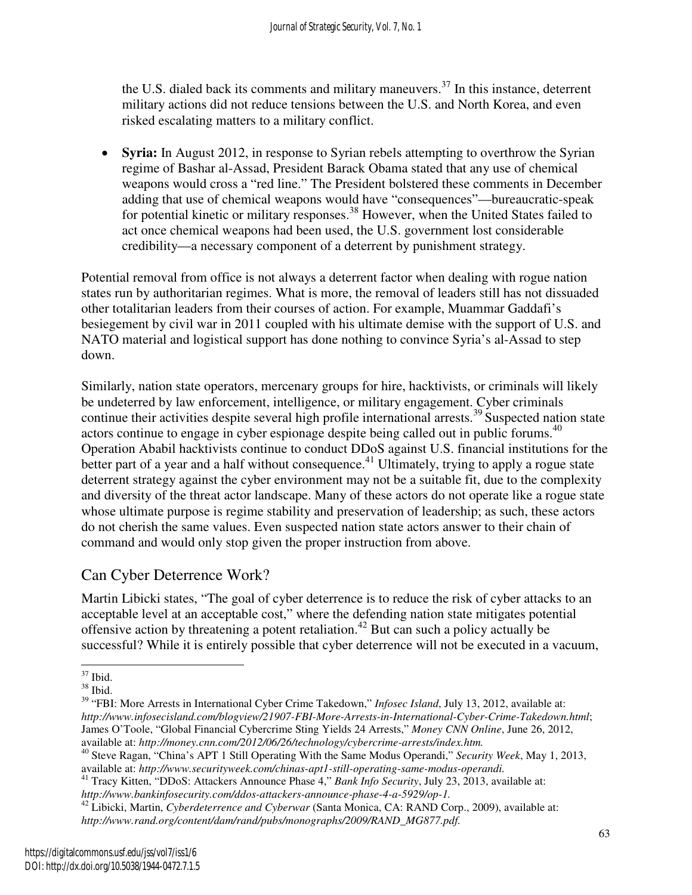the U.S. dialed back its comments and military maneuvers.[37] In this instance, deterrent military actions did not reduce tensions between the U.S. and North Korea, and even risked escalating matters to a military conflict.

- **Syria:** In August 2012, in response to Syrian rebels attempting to overthrow the Syrian regime of Bashar al-Assad, President Barack Obama stated that any use of chemical weapons would cross a "red line." The President bolstered these comments in December adding that use of chemical weapons would have "consequences"—bureaucratic-speak for potential kinetic or military responses.[38] However, when the United States failed to act once chemical weapons had been used, the U.S. government lost considerable credibility—a necessary component of a deterrent by punishment strategy.

Potential removal from office is not always a deterrent factor when dealing with rogue nation states run by authoritarian regimes. What is more, the removal of leaders still has not dissuaded other totalitarian leaders from their courses of action. For example, Muammar Gaddafi's besiegement by civil war in 2011 coupled with his ultimate demise with the support of U.S. and NATO material and logistical support has done nothing to convince Syria's al-Assad to step down.

Similarly, nation state operators, mercenary groups for hire, hacktivists, or criminals will likely be undeterred by law enforcement, intelligence, or military engagement. Cyber criminals continue their activities despite several high profile international arrests.[39] Suspected nation state actors continue to engage in cyber espionage despite being called out in public forums.[40] Operation Ababil hacktivists continue to conduct DDoS against U.S. financial institutions for the better part of a year and a half without consequence.[41] Ultimately, trying to apply a rogue state deterrent strategy against the cyber environment may not be a suitable fit, due to the complexity and diversity of the threat actor landscape. Many of these actors do not operate like a rogue state whose ultimate purpose is regime stability and preservation of leadership; as such, these actors do not cherish the same values. Even suspected nation state actors answer to their chain of command and would only stop given the proper instruction from above.

## Can Cyber Deterrence Work?

Martin Libicki states, "The goal of cyber deterrence is to reduce the risk of cyber attacks to an acceptable level at an acceptable cost," where the defending nation state mitigates potential offensive action by threatening a potent retaliation.[42] But can such a policy actually be successful? While it is entirely possible that cyber deterrence will not be executed in a vacuum,

---

[37] Ibid.

[38] Ibid.

[39] "FBI: More Arrests in International Cyber Crime Takedown," *Infosec Island*, July 13, 2012, available at: *http://www.infosecisland.com/blogview/21907-FBI-More-Arrests-in-International-Cyber-Crime-Takedown.html*; James O'Toole, "Global Financial Cybercrime Sting Yields 24 Arrests," *Money CNN Online*, June 26, 2012, available at: *http://money.cnn.com/2012/06/26/technology/cybercrime-arrests/index.htm.*

[40] Steve Ragan, "China's APT 1 Still Operating With the Same Modus Operandi," *Security Week*, May 1, 2013, available at: *http://www.securityweek.com/chinas-apt1-still-operating-same-modus-operandi.*

[41] Tracy Kitten, "DDoS: Attackers Announce Phase 4," *Bank Info Security*, July 23, 2013, available at: *http://www.bankinfosecurity.com/ddos-attackers-announce-phase-4-a-5929/op-1.*

[42] Libicki, Martin, *Cyberdeterrence and Cyberwar* (Santa Monica, CA: RAND Corp., 2009), available at: *http://www.rand.org/content/dam/rand/pubs/monographs/2009/RAND_MG877.pdf.*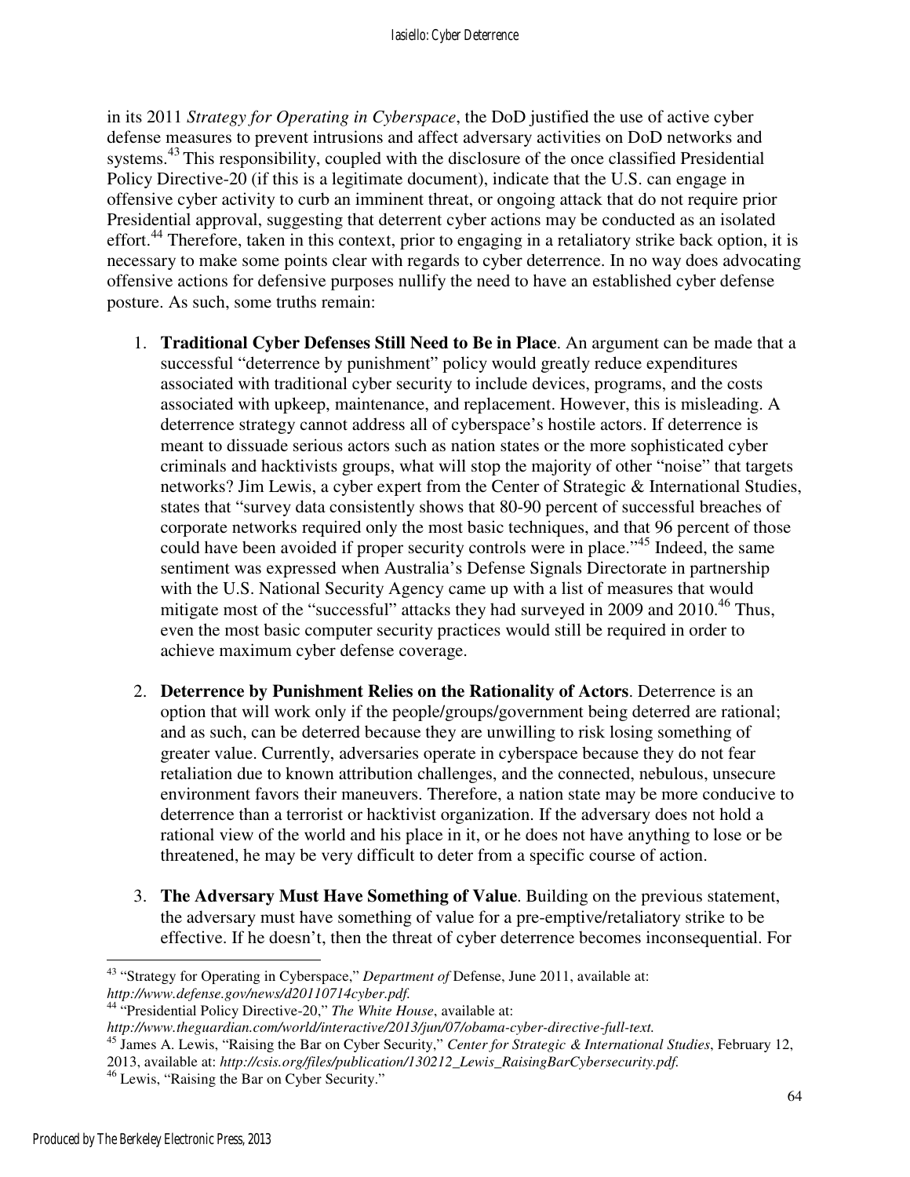in its 2011 *Strategy for Operating in Cyberspace*, the DoD justified the use of active cyber defense measures to prevent intrusions and affect adversary activities on DoD networks and systems.[43] This responsibility, coupled with the disclosure of the once classified Presidential Policy Directive-20 (if this is a legitimate document), indicate that the U.S. can engage in offensive cyber activity to curb an imminent threat, or ongoing attack that do not require prior Presidential approval, suggesting that deterrent cyber actions may be conducted as an isolated effort.[44] Therefore, taken in this context, prior to engaging in a retaliatory strike back option, it is necessary to make some points clear with regards to cyber deterrence. In no way does advocating offensive actions for defensive purposes nullify the need to have an established cyber defense posture. As such, some truths remain:

1. **Traditional Cyber Defenses Still Need to Be in Place**. An argument can be made that a successful "deterrence by punishment" policy would greatly reduce expenditures associated with traditional cyber security to include devices, programs, and the costs associated with upkeep, maintenance, and replacement. However, this is misleading. A deterrence strategy cannot address all of cyberspace's hostile actors. If deterrence is meant to dissuade serious actors such as nation states or the more sophisticated cyber criminals and hacktivists groups, what will stop the majority of other "noise" that targets networks? Jim Lewis, a cyber expert from the Center of Strategic & International Studies, states that "survey data consistently shows that 80-90 percent of successful breaches of corporate networks required only the most basic techniques, and that 96 percent of those could have been avoided if proper security controls were in place."[45] Indeed, the same sentiment was expressed when Australia's Defense Signals Directorate in partnership with the U.S. National Security Agency came up with a list of measures that would mitigate most of the "successful" attacks they had surveyed in 2009 and 2010.[46] Thus, even the most basic computer security practices would still be required in order to achieve maximum cyber defense coverage.

2. **Deterrence by Punishment Relies on the Rationality of Actors**. Deterrence is an option that will work only if the people/groups/government being deterred are rational; and as such, can be deterred because they are unwilling to risk losing something of greater value. Currently, adversaries operate in cyberspace because they do not fear retaliation due to known attribution challenges, and the connected, nebulous, unsecure environment favors their maneuvers. Therefore, a nation state may be more conducive to deterrence than a terrorist or hacktivist organization. If the adversary does not hold a rational view of the world and his place in it, or he does not have anything to lose or be threatened, he may be very difficult to deter from a specific course of action.

3. **The Adversary Must Have Something of Value**. Building on the previous statement, the adversary must have something of value for a pre-emptive/retaliatory strike to be effective. If he doesn't, then the threat of cyber deterrence becomes inconsequential. For

---

[43] "Strategy for Operating in Cyberspace," *Department of* Defense, June 2011, available at: *http://www.defense.gov/news/d20110714cyber.pdf.*

[44] "Presidential Policy Directive-20," *The White House*, available at: *http://www.theguardian.com/world/interactive/2013/jun/07/obama-cyber-directive-full-text.*

[45] James A. Lewis, "Raising the Bar on Cyber Security," *Center for Strategic & International Studies*, February 12, 2013, available at: *http://csis.org/files/publication/130212_Lewis_RaisingBarCybersecurity.pdf.*

[46] Lewis, "Raising the Bar on Cyber Security."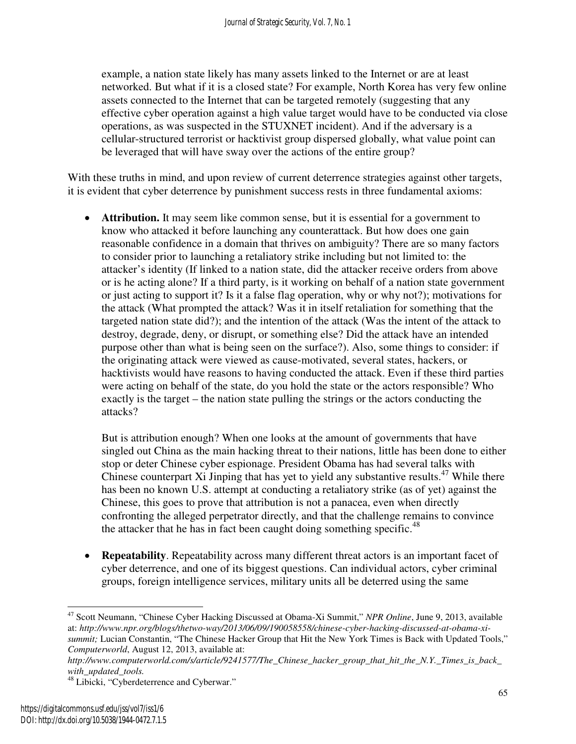example, a nation state likely has many assets linked to the Internet or are at least networked. But what if it is a closed state? For example, North Korea has very few online assets connected to the Internet that can be targeted remotely (suggesting that any effective cyber operation against a high value target would have to be conducted via close operations, as was suspected in the STUXNET incident). And if the adversary is a cellular-structured terrorist or hacktivist group dispersed globally, what value point can be leveraged that will have sway over the actions of the entire group?

With these truths in mind, and upon review of current deterrence strategies against other targets, it is evident that cyber deterrence by punishment success rests in three fundamental axioms:

- **Attribution.** It may seem like common sense, but it is essential for a government to know who attacked it before launching any counterattack. But how does one gain reasonable confidence in a domain that thrives on ambiguity? There are so many factors to consider prior to launching a retaliatory strike including but not limited to: the attacker's identity (If linked to a nation state, did the attacker receive orders from above or is he acting alone? If a third party, is it working on behalf of a nation state government or just acting to support it? Is it a false flag operation, why or why not?); motivations for the attack (What prompted the attack? Was it in itself retaliation for something that the targeted nation state did?); and the intention of the attack (Was the intent of the attack to destroy, degrade, deny, or disrupt, or something else? Did the attack have an intended purpose other than what is being seen on the surface?). Also, some things to consider: if the originating attack were viewed as cause-motivated, several states, hackers, or hacktivists would have reasons to having conducted the attack. Even if these third parties were acting on behalf of the state, do you hold the state or the actors responsible? Who exactly is the target – the nation state pulling the strings or the actors conducting the attacks?

  But is attribution enough? When one looks at the amount of governments that have singled out China as the main hacking threat to their nations, little has been done to either stop or deter Chinese cyber espionage. President Obama has had several talks with Chinese counterpart Xi Jinping that has yet to yield any substantive results.[47] While there has been no known U.S. attempt at conducting a retaliatory strike (as of yet) against the Chinese, this goes to prove that attribution is not a panacea, even when directly confronting the alleged perpetrator directly, and that the challenge remains to convince the attacker that he has in fact been caught doing something specific.[48]

- **Repeatability**. Repeatability across many different threat actors is an important facet of cyber deterrence, and one of its biggest questions. Can individual actors, cyber criminal groups, foreign intelligence services, military units all be deterred using the same

---

[47] Scott Neumann, "Chinese Cyber Hacking Discussed at Obama-Xi Summit," *NPR Online*, June 9, 2013, available at: *http://www.npr.org/blogs/thetwo-way/2013/06/09/190058558/chinese-cyber-hacking-discussed-at-obama-xi-summit;* Lucian Constantin, "The Chinese Hacker Group that Hit the New York Times is Back with Updated Tools," *Computerworld*, August 12, 2013, available at: *http://www.computerworld.com/s/article/9241577/The_Chinese_hacker_group_that_hit_the_N.Y._Times_is_back_with_updated_tools.*

[48] Libicki, "Cyberdeterrence and Cyberwar."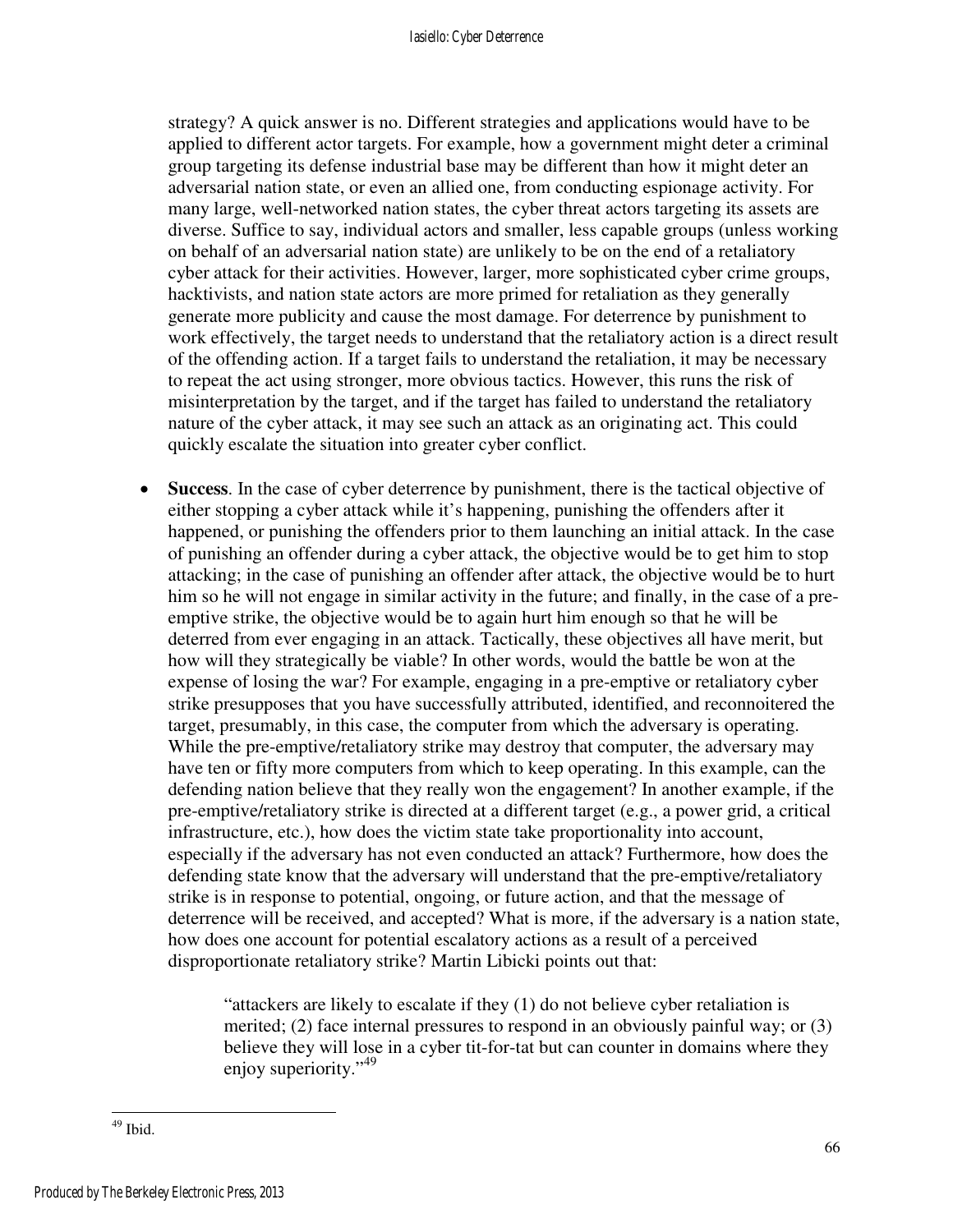strategy? A quick answer is no. Different strategies and applications would have to be applied to different actor targets. For example, how a government might deter a criminal group targeting its defense industrial base may be different than how it might deter an adversarial nation state, or even an allied one, from conducting espionage activity. For many large, well-networked nation states, the cyber threat actors targeting its assets are diverse. Suffice to say, individual actors and smaller, less capable groups (unless working on behalf of an adversarial nation state) are unlikely to be on the end of a retaliatory cyber attack for their activities. However, larger, more sophisticated cyber crime groups, hacktivists, and nation state actors are more primed for retaliation as they generally generate more publicity and cause the most damage. For deterrence by punishment to work effectively, the target needs to understand that the retaliatory action is a direct result of the offending action. If a target fails to understand the retaliation, it may be necessary to repeat the act using stronger, more obvious tactics. However, this runs the risk of misinterpretation by the target, and if the target has failed to understand the retaliatory nature of the cyber attack, it may see such an attack as an originating act. This could quickly escalate the situation into greater cyber conflict.

- **Success**. In the case of cyber deterrence by punishment, there is the tactical objective of either stopping a cyber attack while it's happening, punishing the offenders after it happened, or punishing the offenders prior to them launching an initial attack. In the case of punishing an offender during a cyber attack, the objective would be to get him to stop attacking; in the case of punishing an offender after attack, the objective would be to hurt him so he will not engage in similar activity in the future; and finally, in the case of a pre-emptive strike, the objective would be to again hurt him enough so that he will be deterred from ever engaging in an attack. Tactically, these objectives all have merit, but how will they strategically be viable? In other words, would the battle be won at the expense of losing the war? For example, engaging in a pre-emptive or retaliatory cyber strike presupposes that you have successfully attributed, identified, and reconnoitered the target, presumably, in this case, the computer from which the adversary is operating. While the pre-emptive/retaliatory strike may destroy that computer, the adversary may have ten or fifty more computers from which to keep operating. In this example, can the defending nation believe that they really won the engagement? In another example, if the pre-emptive/retaliatory strike is directed at a different target (e.g., a power grid, a critical infrastructure, etc.), how does the victim state take proportionality into account, especially if the adversary has not even conducted an attack? Furthermore, how does the defending state know that the adversary will understand that the pre-emptive/retaliatory strike is in response to potential, ongoing, or future action, and that the message of deterrence will be received, and accepted? What is more, if the adversary is a nation state, how does one account for potential escalatory actions as a result of a perceived disproportionate retaliatory strike? Martin Libicki points out that:

  > "attackers are likely to escalate if they (1) do not believe cyber retaliation is merited; (2) face internal pressures to respond in an obviously painful way; or (3) believe they will lose in a cyber tit-for-tat but can counter in domains where they enjoy superiority."[49]

---

[49] Ibid.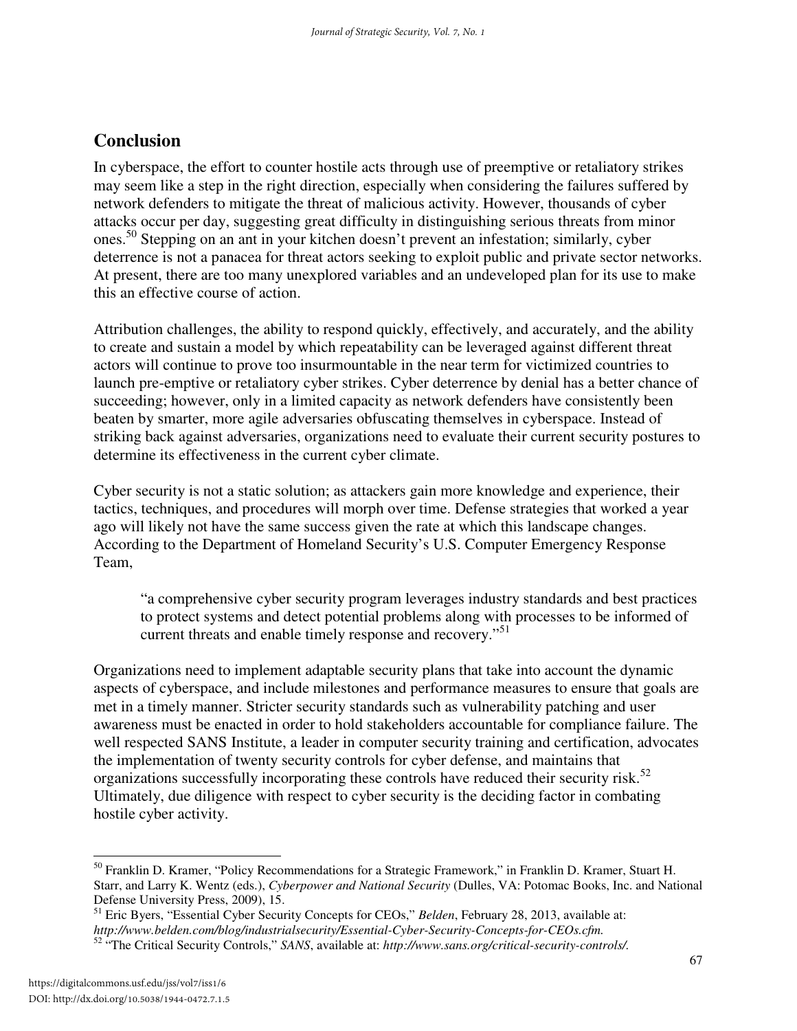## Conclusion

In cyberspace, the effort to counter hostile acts through use of preemptive or retaliatory strikes may seem like a step in the right direction, especially when considering the failures suffered by network defenders to mitigate the threat of malicious activity. However, thousands of cyber attacks occur per day, suggesting great difficulty in distinguishing serious threats from minor ones.[50] Stepping on an ant in your kitchen doesn't prevent an infestation; similarly, cyber deterrence is not a panacea for threat actors seeking to exploit public and private sector networks. At present, there are too many unexplored variables and an undeveloped plan for its use to make this an effective course of action.

Attribution challenges, the ability to respond quickly, effectively, and accurately, and the ability to create and sustain a model by which repeatability can be leveraged against different threat actors will continue to prove too insurmountable in the near term for victimized countries to launch pre-emptive or retaliatory cyber strikes. Cyber deterrence by denial has a better chance of succeeding; however, only in a limited capacity as network defenders have consistently been beaten by smarter, more agile adversaries obfuscating themselves in cyberspace. Instead of striking back against adversaries, organizations need to evaluate their current security postures to determine its effectiveness in the current cyber climate.

Cyber security is not a static solution; as attackers gain more knowledge and experience, their tactics, techniques, and procedures will morph over time. Defense strategies that worked a year ago will likely not have the same success given the rate at which this landscape changes. According to the Department of Homeland Security's U.S. Computer Emergency Response Team,

> "a comprehensive cyber security program leverages industry standards and best practices to protect systems and detect potential problems along with processes to be informed of current threats and enable timely response and recovery."[51]

Organizations need to implement adaptable security plans that take into account the dynamic aspects of cyberspace, and include milestones and performance measures to ensure that goals are met in a timely manner. Stricter security standards such as vulnerability patching and user awareness must be enacted in order to hold stakeholders accountable for compliance failure. The well respected SANS Institute, a leader in computer security training and certification, advocates the implementation of twenty security controls for cyber defense, and maintains that organizations successfully incorporating these controls have reduced their security risk.[52] Ultimately, due diligence with respect to cyber security is the deciding factor in combating hostile cyber activity.

---

[50] Franklin D. Kramer, "Policy Recommendations for a Strategic Framework," in Franklin D. Kramer, Stuart H. Starr, and Larry K. Wentz (eds.), *Cyberpower and National Security* (Dulles, VA: Potomac Books, Inc. and National Defense University Press, 2009), 15.

[51] Eric Byers, "Essential Cyber Security Concepts for CEOs," *Belden*, February 28, 2013, available at: *http://www.belden.com/blog/industrialsecurity/Essential-Cyber-Security-Concepts-for-CEOs.cfm.*

[52] "The Critical Security Controls," *SANS*, available at: *http://www.sans.org/critical-security-controls/.*